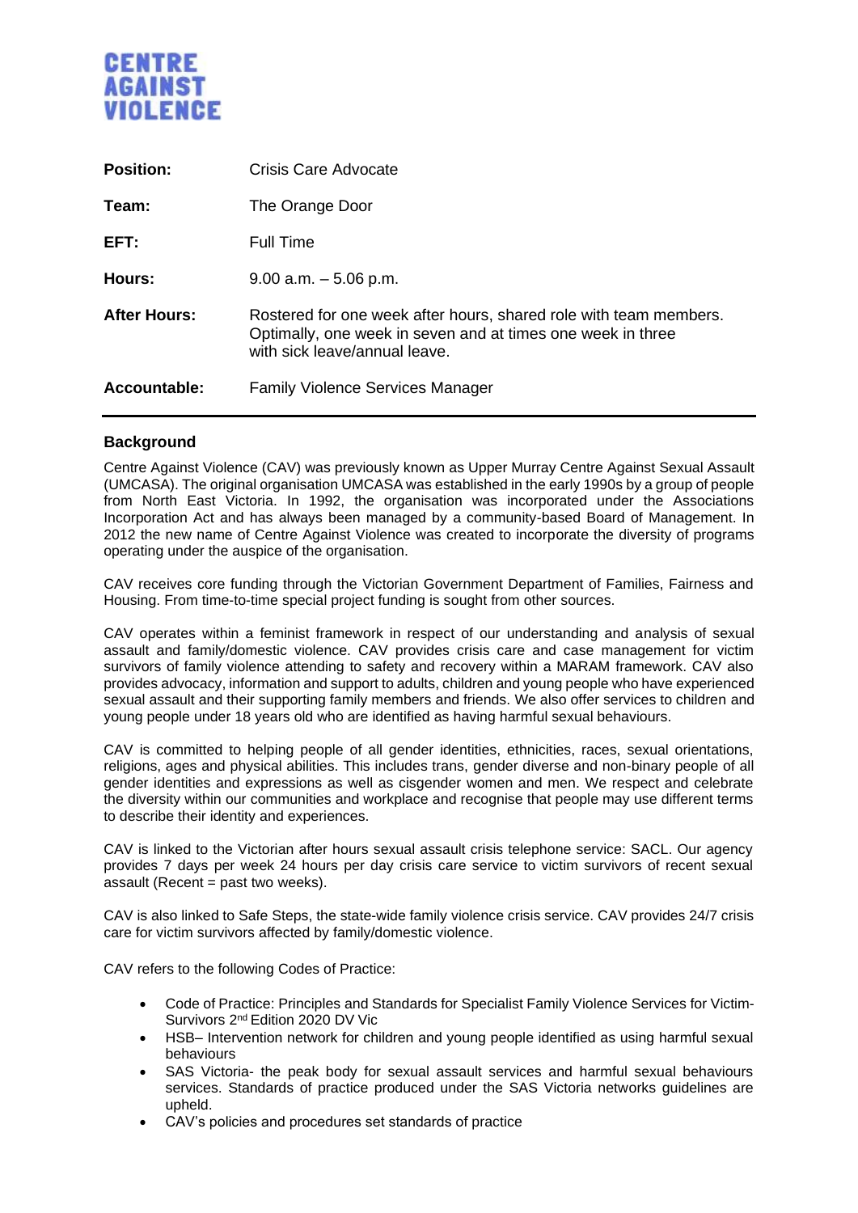**CENTRE AGAINST VIOLENCE**

| | |
|---|---|
| **Position:** | Crisis Care Advocate |
| **Team:** | The Orange Door |
| **EFT:** | Full Time |
| **Hours:** | 9.00 a.m. – 5.06 p.m. |
| **After Hours:** | Rostered for one week after hours, shared role with team members. Optimally, one week in seven and at times one week in three with sick leave/annual leave. |
| **Accountable:** | Family Violence Services Manager |

## Background

Centre Against Violence (CAV) was previously known as Upper Murray Centre Against Sexual Assault (UMCASA). The original organisation UMCASA was established in the early 1990s by a group of people from North East Victoria. In 1992, the organisation was incorporated under the Associations Incorporation Act and has always been managed by a community-based Board of Management. In 2012 the new name of Centre Against Violence was created to incorporate the diversity of programs operating under the auspice of the organisation.

CAV receives core funding through the Victorian Government Department of Families, Fairness and Housing. From time-to-time special project funding is sought from other sources.

CAV operates within a feminist framework in respect of our understanding and analysis of sexual assault and family/domestic violence. CAV provides crisis care and case management for victim survivors of family violence attending to safety and recovery within a MARAM framework. CAV also provides advocacy, information and support to adults, children and young people who have experienced sexual assault and their supporting family members and friends. We also offer services to children and young people under 18 years old who are identified as having harmful sexual behaviours.

CAV is committed to helping people of all gender identities, ethnicities, races, sexual orientations, religions, ages and physical abilities. This includes trans, gender diverse and non-binary people of all gender identities and expressions as well as cisgender women and men. We respect and celebrate the diversity within our communities and workplace and recognise that people may use different terms to describe their identity and experiences.

CAV is linked to the Victorian after hours sexual assault crisis telephone service: SACL. Our agency provides 7 days per week 24 hours per day crisis care service to victim survivors of recent sexual assault (Recent = past two weeks).

CAV is also linked to Safe Steps, the state-wide family violence crisis service. CAV provides 24/7 crisis care for victim survivors affected by family/domestic violence.

CAV refers to the following Codes of Practice:

- Code of Practice: Principles and Standards for Specialist Family Violence Services for Victim-Survivors 2nd Edition 2020 DV Vic
- HSB– Intervention network for children and young people identified as using harmful sexual behaviours
- SAS Victoria- the peak body for sexual assault services and harmful sexual behaviours services. Standards of practice produced under the SAS Victoria networks guidelines are upheld.
- CAV's policies and procedures set standards of practice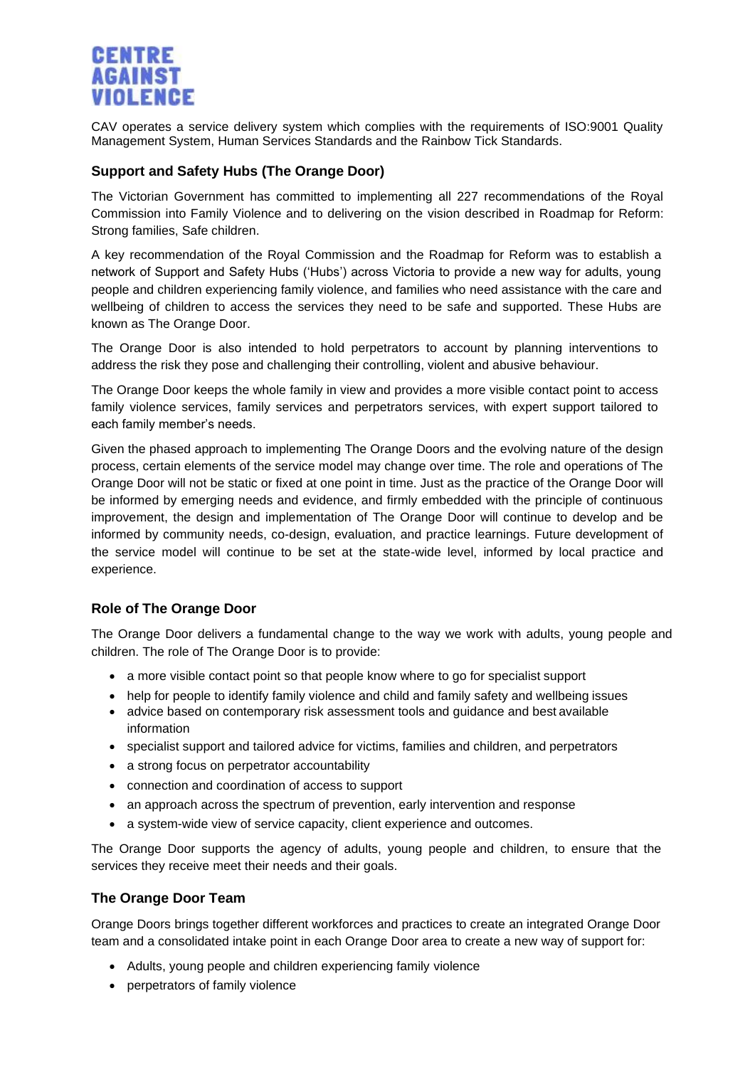CAV operates a service delivery system which complies with the requirements of ISO:9001 Quality Management System, Human Services Standards and the Rainbow Tick Standards.

### Support and Safety Hubs (The Orange Door)

The Victorian Government has committed to implementing all 227 recommendations of the Royal Commission into Family Violence and to delivering on the vision described in Roadmap for Reform: Strong families, Safe children.

A key recommendation of the Royal Commission and the Roadmap for Reform was to establish a network of Support and Safety Hubs ('Hubs') across Victoria to provide a new way for adults, young people and children experiencing family violence, and families who need assistance with the care and wellbeing of children to access the services they need to be safe and supported. These Hubs are known as The Orange Door.

The Orange Door is also intended to hold perpetrators to account by planning interventions to address the risk they pose and challenging their controlling, violent and abusive behaviour.

The Orange Door keeps the whole family in view and provides a more visible contact point to access family violence services, family services and perpetrators services, with expert support tailored to each family member's needs.

Given the phased approach to implementing The Orange Doors and the evolving nature of the design process, certain elements of the service model may change over time. The role and operations of The Orange Door will not be static or fixed at one point in time. Just as the practice of the Orange Door will be informed by emerging needs and evidence, and firmly embedded with the principle of continuous improvement, the design and implementation of The Orange Door will continue to develop and be informed by community needs, co-design, evaluation, and practice learnings. Future development of the service model will continue to be set at the state-wide level, informed by local practice and experience.

### Role of The Orange Door

The Orange Door delivers a fundamental change to the way we work with adults, young people and children. The role of The Orange Door is to provide:

- a more visible contact point so that people know where to go for specialist support
- help for people to identify family violence and child and family safety and wellbeing issues
- advice based on contemporary risk assessment tools and guidance and best available information
- specialist support and tailored advice for victims, families and children, and perpetrators
- a strong focus on perpetrator accountability
- connection and coordination of access to support
- an approach across the spectrum of prevention, early intervention and response
- a system-wide view of service capacity, client experience and outcomes.

The Orange Door supports the agency of adults, young people and children, to ensure that the services they receive meet their needs and their goals.

### The Orange Door Team

Orange Doors brings together different workforces and practices to create an integrated Orange Door team and a consolidated intake point in each Orange Door area to create a new way of support for:

- Adults, young people and children experiencing family violence
- perpetrators of family violence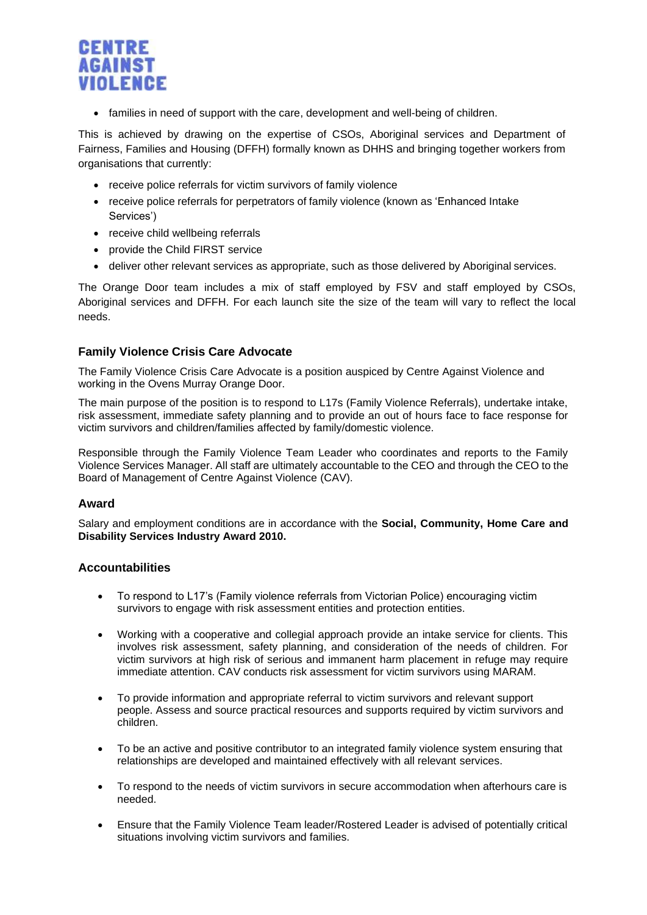- families in need of support with the care, development and well-being of children.

This is achieved by drawing on the expertise of CSOs, Aboriginal services and Department of Fairness, Families and Housing (DFFH) formally known as DHHS and bringing together workers from organisations that currently:

- receive police referrals for victim survivors of family violence
- receive police referrals for perpetrators of family violence (known as 'Enhanced Intake Services')
- receive child wellbeing referrals
- provide the Child FIRST service
- deliver other relevant services as appropriate, such as those delivered by Aboriginal services.

The Orange Door team includes a mix of staff employed by FSV and staff employed by CSOs, Aboriginal services and DFFH. For each launch site the size of the team will vary to reflect the local needs.

## Family Violence Crisis Care Advocate

The Family Violence Crisis Care Advocate is a position auspiced by Centre Against Violence and working in the Ovens Murray Orange Door.

The main purpose of the position is to respond to L17s (Family Violence Referrals), undertake intake, risk assessment, immediate safety planning and to provide an out of hours face to face response for victim survivors and children/families affected by family/domestic violence.

Responsible through the Family Violence Team Leader who coordinates and reports to the Family Violence Services Manager. All staff are ultimately accountable to the CEO and through the CEO to the Board of Management of Centre Against Violence (CAV).

## Award

Salary and employment conditions are in accordance with the **Social, Community, Home Care and Disability Services Industry Award 2010.**

## Accountabilities

- To respond to L17's (Family violence referrals from Victorian Police) encouraging victim survivors to engage with risk assessment entities and protection entities.

- Working with a cooperative and collegial approach provide an intake service for clients. This involves risk assessment, safety planning, and consideration of the needs of children. For victim survivors at high risk of serious and immanent harm placement in refuge may require immediate attention. CAV conducts risk assessment for victim survivors using MARAM.

- To provide information and appropriate referral to victim survivors and relevant support people. Assess and source practical resources and supports required by victim survivors and children.

- To be an active and positive contributor to an integrated family violence system ensuring that relationships are developed and maintained effectively with all relevant services.

- To respond to the needs of victim survivors in secure accommodation when afterhours care is needed.

- Ensure that the Family Violence Team leader/Rostered Leader is advised of potentially critical situations involving victim survivors and families.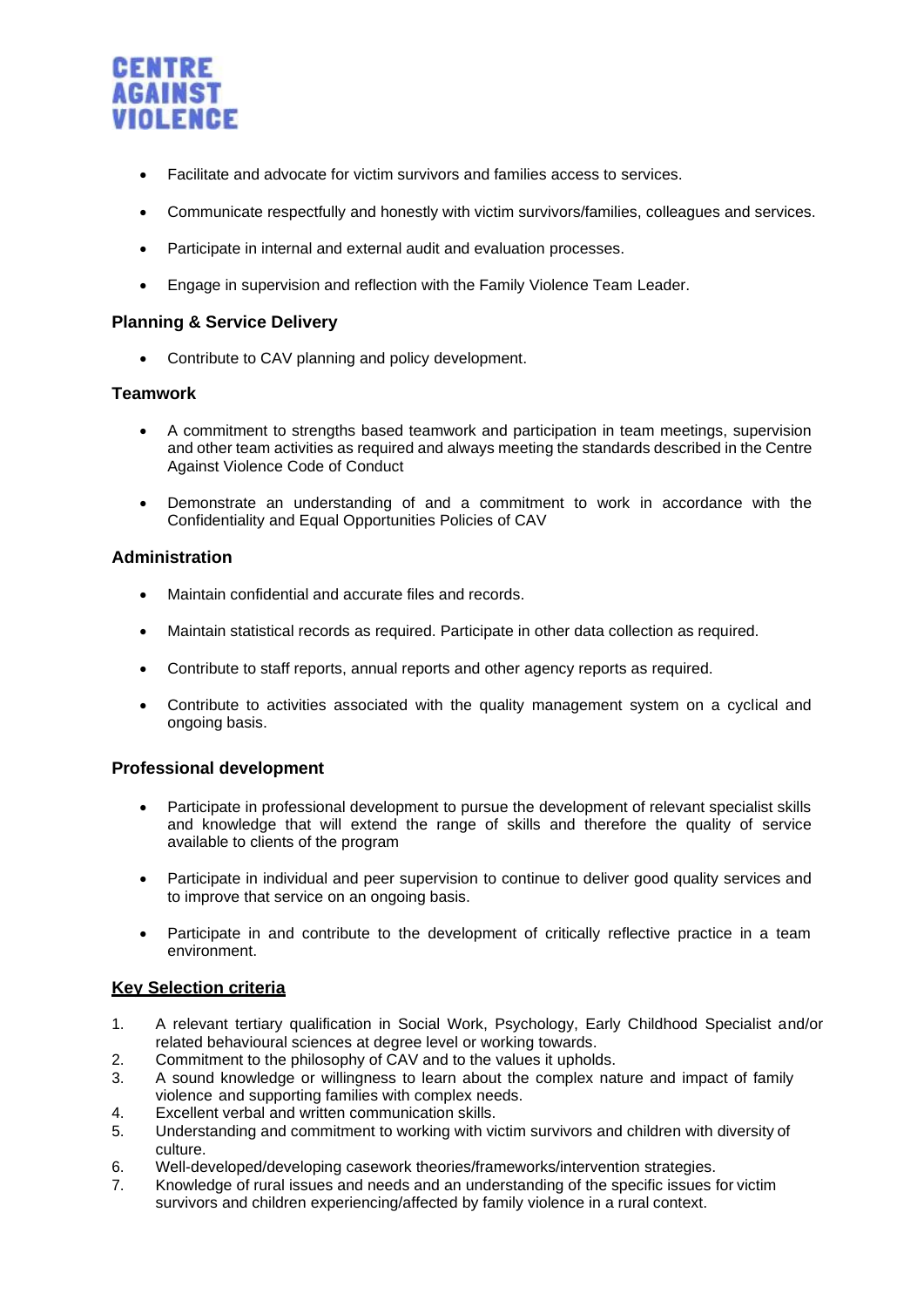- Facilitate and advocate for victim survivors and families access to services.
- Communicate respectfully and honestly with victim survivors/families, colleagues and services.
- Participate in internal and external audit and evaluation processes.
- Engage in supervision and reflection with the Family Violence Team Leader.

### Planning & Service Delivery

- Contribute to CAV planning and policy development.

### Teamwork

- A commitment to strengths based teamwork and participation in team meetings, supervision and other team activities as required and always meeting the standards described in the Centre Against Violence Code of Conduct
- Demonstrate an understanding of and a commitment to work in accordance with the Confidentiality and Equal Opportunities Policies of CAV

### Administration

- Maintain confidential and accurate files and records.
- Maintain statistical records as required. Participate in other data collection as required.
- Contribute to staff reports, annual reports and other agency reports as required.
- Contribute to activities associated with the quality management system on a cyclical and ongoing basis.

### Professional development

- Participate in professional development to pursue the development of relevant specialist skills and knowledge that will extend the range of skills and therefore the quality of service available to clients of the program
- Participate in individual and peer supervision to continue to deliver good quality services and to improve that service on an ongoing basis.
- Participate in and contribute to the development of critically reflective practice in a team environment.

### Key Selection criteria

1. A relevant tertiary qualification in Social Work, Psychology, Early Childhood Specialist and/or related behavioural sciences at degree level or working towards.
2. Commitment to the philosophy of CAV and to the values it upholds.
3. A sound knowledge or willingness to learn about the complex nature and impact of family violence and supporting families with complex needs.
4. Excellent verbal and written communication skills.
5. Understanding and commitment to working with victim survivors and children with diversity of culture.
6. Well-developed/developing casework theories/frameworks/intervention strategies.
7. Knowledge of rural issues and needs and an understanding of the specific issues for victim survivors and children experiencing/affected by family violence in a rural context.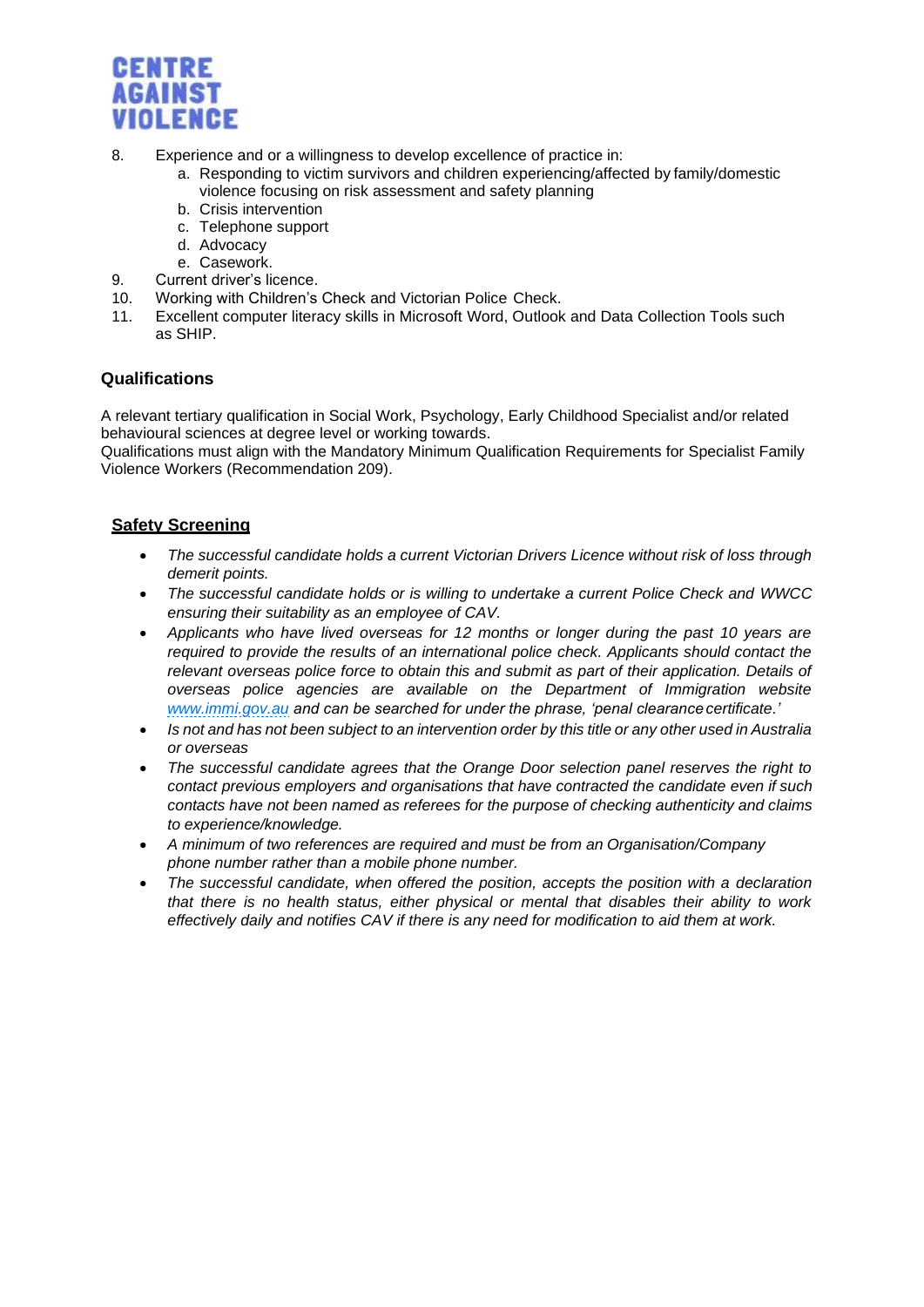8. Experience and or a willingness to develop excellence of practice in:
   a. Responding to victim survivors and children experiencing/affected by family/domestic violence focusing on risk assessment and safety planning
   b. Crisis intervention
   c. Telephone support
   d. Advocacy
   e. Casework.
9. Current driver's licence.
10. Working with Children's Check and Victorian Police Check.
11. Excellent computer literacy skills in Microsoft Word, Outlook and Data Collection Tools such as SHIP.

### Qualifications

A relevant tertiary qualification in Social Work, Psychology, Early Childhood Specialist and/or related behavioural sciences at degree level or working towards.
Qualifications must align with the Mandatory Minimum Qualification Requirements for Specialist Family Violence Workers (Recommendation 209).

### Safety Screening

- *The successful candidate holds a current Victorian Drivers Licence without risk of loss through demerit points.*
- *The successful candidate holds or is willing to undertake a current Police Check and WWCC ensuring their suitability as an employee of CAV.*
- *Applicants who have lived overseas for 12 months or longer during the past 10 years are required to provide the results of an international police check. Applicants should contact the relevant overseas police force to obtain this and submit as part of their application. Details of overseas police agencies are available on the Department of Immigration website www.immi.gov.au and can be searched for under the phrase, 'penal clearance certificate.'*
- *Is not and has not been subject to an intervention order by this title or any other used in Australia or overseas*
- *The successful candidate agrees that the Orange Door selection panel reserves the right to contact previous employers and organisations that have contracted the candidate even if such contacts have not been named as referees for the purpose of checking authenticity and claims to experience/knowledge.*
- *A minimum of two references are required and must be from an Organisation/Company phone number rather than a mobile phone number.*
- *The successful candidate, when offered the position, accepts the position with a declaration that there is no health status, either physical or mental that disables their ability to work effectively daily and notifies CAV if there is any need for modification to aid them at work.*